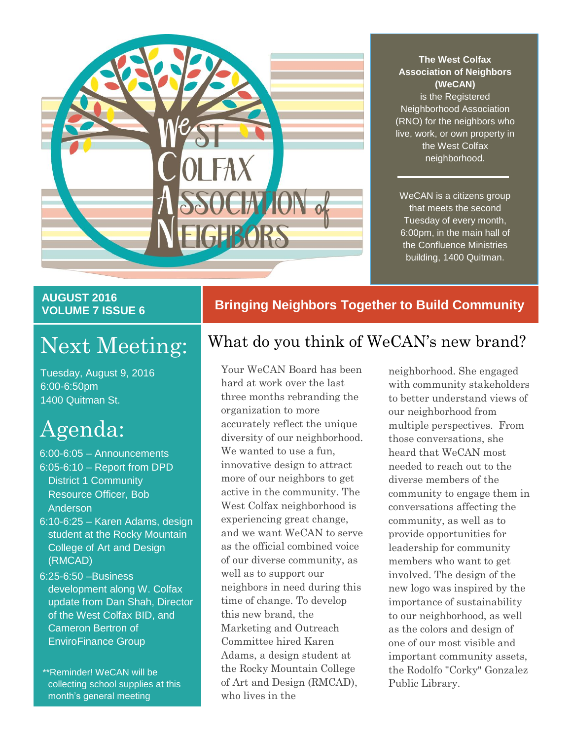# West Colfax Association of Neighbors

**The West Colfax Association of Neighbors (WeCAN)** is the Registered Neighborhood Association (RNO) for the neighbors who live, work, or own property in the West Colfax neighborhood.

WeCAN is a citizens group that meets the second Tuesday of every month, 6:00pm, in the main hall of the Confluence Ministries building, 1400 Quitman.

**AUGUST 2016**
**VOLUME 7 ISSUE 6**

**Bringing Neighbors Together to Build Community**

## Next Meeting:

Tuesday, August 9, 2016
6:00-6:50pm
1400 Quitman St.

## Agenda:

- 6:00-6:05 – Announcements
- 6:05-6:10 – Report from DPD District 1 Community Resource Officer, Bob Anderson
- 6:10-6:25 – Karen Adams, design student at the Rocky Mountain College of Art and Design (RMCAD)
- 6:25-6:50 –Business development along W. Colfax update from Dan Shah, Director of the West Colfax BID, and Cameron Bertron of EnviroFinance Group

**Reminder! WeCAN will be collecting school supplies at this month's general meeting

## What do you think of WeCAN's new brand?

Your WeCAN Board has been hard at work over the last three months rebranding the organization to more accurately reflect the unique diversity of our neighborhood. We wanted to use a fun, innovative design to attract more of our neighbors to get active in the community. The West Colfax neighborhood is experiencing great change, and we want WeCAN to serve as the official combined voice of our diverse community, as well as to support our neighbors in need during this time of change. To develop this new brand, the Marketing and Outreach Committee hired Karen Adams, a design student at the Rocky Mountain College of Art and Design (RMCAD), who lives in the neighborhood. She engaged with community stakeholders to better understand views of our neighborhood from multiple perspectives. From those conversations, she heard that WeCAN most needed to reach out to the diverse members of the community to engage them in conversations affecting the community, as well as to provide opportunities for leadership for community members who want to get involved. The design of the new logo was inspired by the importance of sustainability to our neighborhood, as well as the colors and design of one of our most visible and important community assets, the Rodolfo "Corky" Gonzalez Public Library.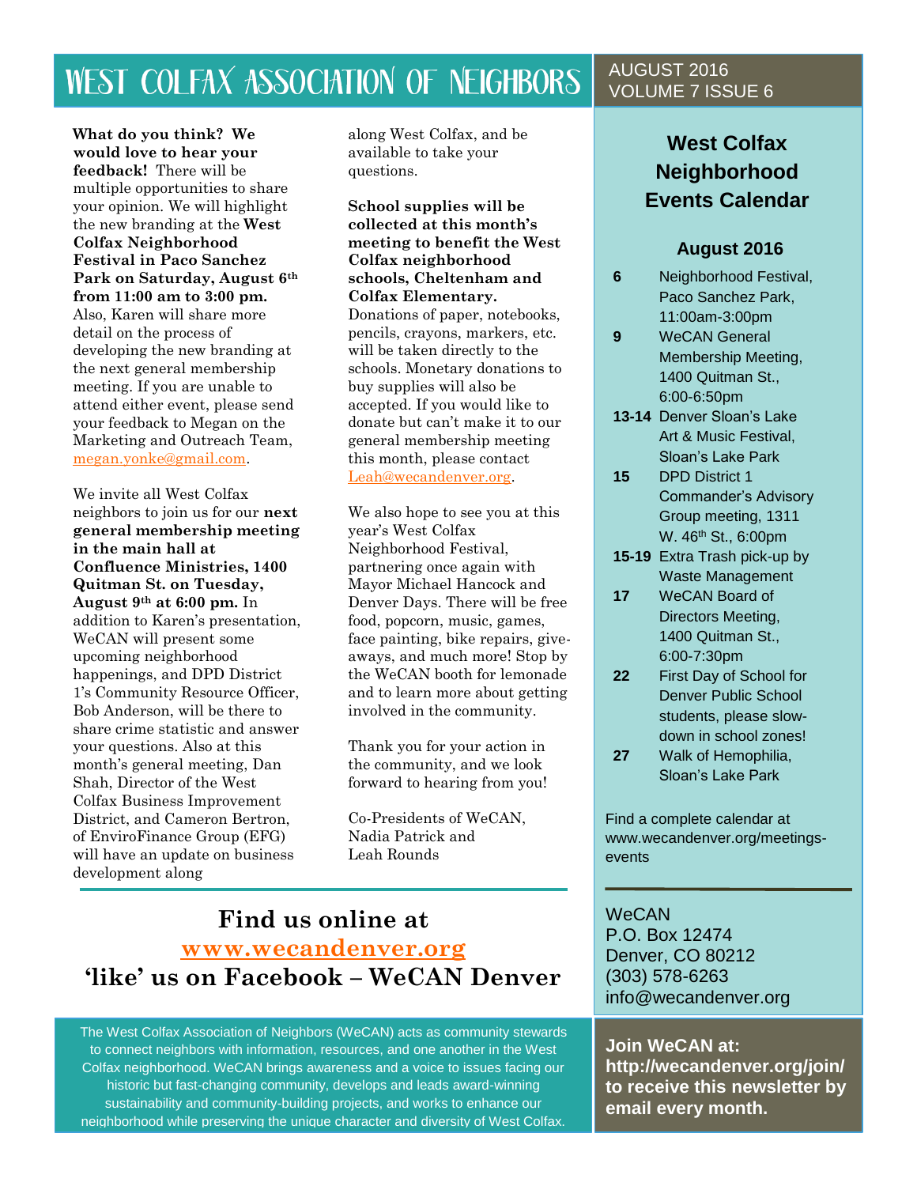# WEST COLFAX ASSOCIATION OF NEIGHBORS

AUGUST 2016
VOLUME 7 ISSUE 6

**What do you think? We would love to hear your feedback!** There will be multiple opportunities to share your opinion. We will highlight the new branding at the **West Colfax Neighborhood Festival in Paco Sanchez Park on Saturday, August 6th from 11:00 am to 3:00 pm.** Also, Karen will share more detail on the process of developing the new branding at the next general membership meeting. If you are unable to attend either event, please send your feedback to Megan on the Marketing and Outreach Team, megan.yonke@gmail.com.

We invite all West Colfax neighbors to join us for our **next general membership meeting in the main hall at Confluence Ministries, 1400 Quitman St. on Tuesday, August 9th at 6:00 pm.** In addition to Karen's presentation, WeCAN will present some upcoming neighborhood happenings, and DPD District 1's Community Resource Officer, Bob Anderson, will be there to share crime statistic and answer your questions. Also at this month's general meeting, Dan Shah, Director of the West Colfax Business Improvement District, and Cameron Bertron, of EnviroFinance Group (EFG) will have an update on business development along along West Colfax, and be available to take your questions.

**School supplies will be collected at this month's meeting to benefit the West Colfax neighborhood schools, Cheltenham and Colfax Elementary.** Donations of paper, notebooks, pencils, crayons, markers, etc. will be taken directly to the schools. Monetary donations to buy supplies will also be accepted. If you would like to donate but can't make it to our general membership meeting this month, please contact Leah@wecandenver.org.

We also hope to see you at this year's West Colfax Neighborhood Festival, partnering once again with Mayor Michael Hancock and Denver Days. There will be free food, popcorn, music, games, face painting, bike repairs, give-aways, and much more! Stop by the WeCAN booth for lemonade and to learn more about getting involved in the community.

Thank you for your action in the community, and we look forward to hearing from you!

Co-Presidents of WeCAN,
Nadia Patrick and
Leah Rounds

## Find us online at www.wecandenver.org
## 'like' us on Facebook – WeCAN Denver

The West Colfax Association of Neighbors (WeCAN) acts as community stewards to connect neighbors with information, resources, and one another in the West Colfax neighborhood. WeCAN brings awareness and a voice to issues facing our historic but fast-changing community, develops and leads award-winning sustainability and community-building projects, and works to enhance our neighborhood while preserving the unique character and diversity of West Colfax.

## West Colfax Neighborhood Events Calendar

### August 2016

- **6** Neighborhood Festival, Paco Sanchez Park, 11:00am-3:00pm
- **9** WeCAN General Membership Meeting, 1400 Quitman St., 6:00-6:50pm
- **13-14** Denver Sloan's Lake Art & Music Festival, Sloan's Lake Park
- **15** DPD District 1 Commander's Advisory Group meeting, 1311 W. 46th St., 6:00pm
- **15-19** Extra Trash pick-up by Waste Management
- **17** WeCAN Board of Directors Meeting, 1400 Quitman St., 6:00-7:30pm
- **22** First Day of School for Denver Public School students, please slow-down in school zones!
- **27** Walk of Hemophilia, Sloan's Lake Park

Find a complete calendar at www.wecandenver.org/meetings-events

WeCAN
P.O. Box 12474
Denver, CO 80212
(303) 578-6263
info@wecandenver.org

**Join WeCAN at: http://wecandenver.org/join/ to receive this newsletter by email every month.**